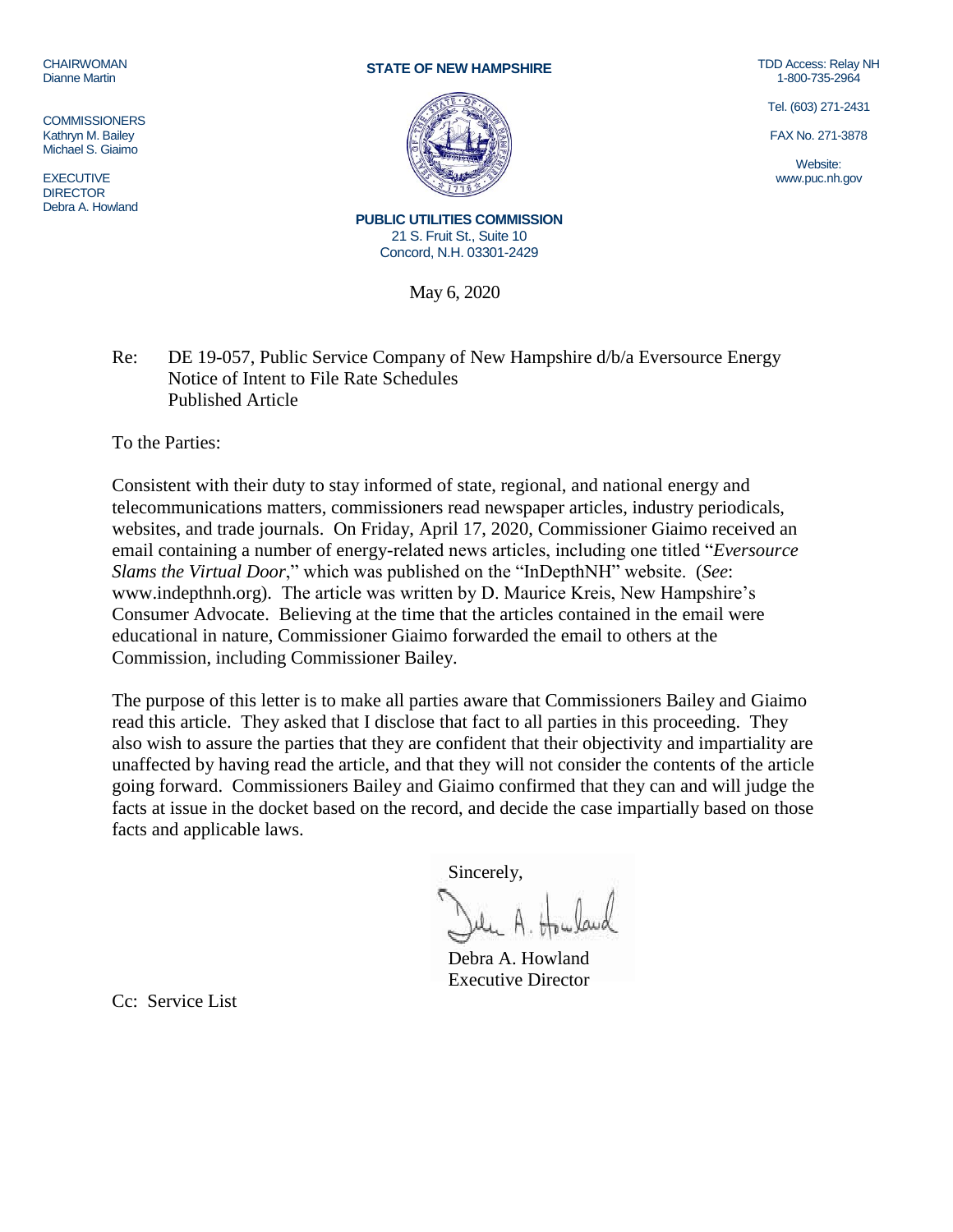CHAIRWOMAN
Dianne Martin

COMMISSIONERS
Kathryn M. Bailey
Michael S. Giaimo

EXECUTIVE DIRECTOR
Debra A. Howland

**STATE OF NEW HAMPSHIRE**

**PUBLIC UTILITIES COMMISSION**
21 S. Fruit St., Suite 10
Concord, N.H. 03301-2429

TDD Access: Relay NH
1-800-735-2964

Tel. (603) 271-2431

FAX No. 271-3878

Website:
www.puc.nh.gov

May 6, 2020

Re: DE 19-057, Public Service Company of New Hampshire d/b/a Eversource Energy
Notice of Intent to File Rate Schedules
Published Article

To the Parties:

Consistent with their duty to stay informed of state, regional, and national energy and telecommunications matters, commissioners read newspaper articles, industry periodicals, websites, and trade journals. On Friday, April 17, 2020, Commissioner Giaimo received an email containing a number of energy-related news articles, including one titled "*Eversource Slams the Virtual Door*," which was published on the "InDepthNH" website. (*See*: www.indepthnh.org). The article was written by D. Maurice Kreis, New Hampshire's Consumer Advocate. Believing at the time that the articles contained in the email were educational in nature, Commissioner Giaimo forwarded the email to others at the Commission, including Commissioner Bailey.

The purpose of this letter is to make all parties aware that Commissioners Bailey and Giaimo read this article. They asked that I disclose that fact to all parties in this proceeding. They also wish to assure the parties that they are confident that their objectivity and impartiality are unaffected by having read the article, and that they will not consider the contents of the article going forward. Commissioners Bailey and Giaimo confirmed that they can and will judge the facts at issue in the docket based on the record, and decide the case impartially based on those facts and applicable laws.

Sincerely,

Debra A. Howland
Executive Director

Cc: Service List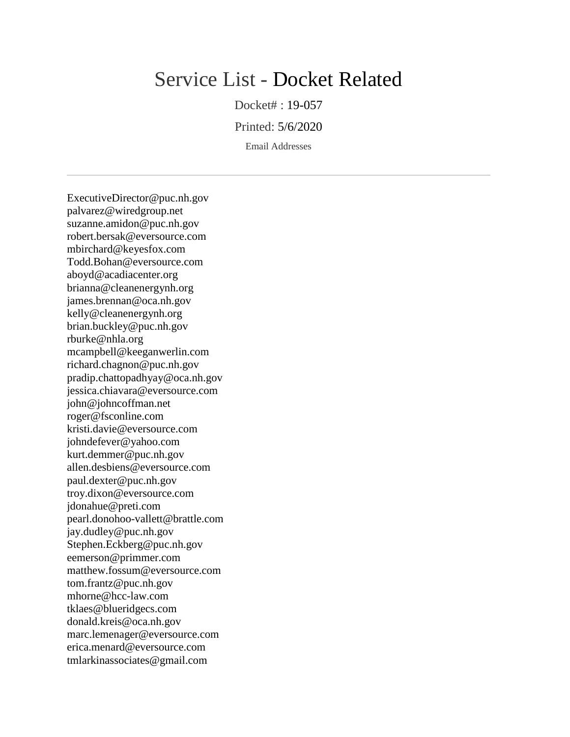# Service List - Docket Related

Docket# : 19-057

Printed: 5/6/2020

Email Addresses

---

ExecutiveDirector@puc.nh.gov
palvarez@wiredgroup.net
suzanne.amidon@puc.nh.gov
robert.bersak@eversource.com
mbirchard@keyesfox.com
Todd.Bohan@eversource.com
aboyd@acadiacenter.org
brianna@cleanenergynh.org
james.brennan@oca.nh.gov
kelly@cleanenergynh.org
brian.buckley@puc.nh.gov
rburke@nhla.org
mcampbell@keeganwerlin.com
richard.chagnon@puc.nh.gov
pradip.chattopadhyay@oca.nh.gov
jessica.chiavara@eversource.com
john@johncoffman.net
roger@fsconline.com
kristi.davie@eversource.com
johndefever@yahoo.com
kurt.demmer@puc.nh.gov
allen.desbiens@eversource.com
paul.dexter@puc.nh.gov
troy.dixon@eversource.com
jdonahue@preti.com
pearl.donohoo-vallett@brattle.com
jay.dudley@puc.nh.gov
Stephen.Eckberg@puc.nh.gov
eemerson@primmer.com
matthew.fossum@eversource.com
tom.frantz@puc.nh.gov
mhorne@hcc-law.com
tklaes@blueridgecs.com
donald.kreis@oca.nh.gov
marc.lemenager@eversource.com
erica.menard@eversource.com
tmlarkinassociates@gmail.com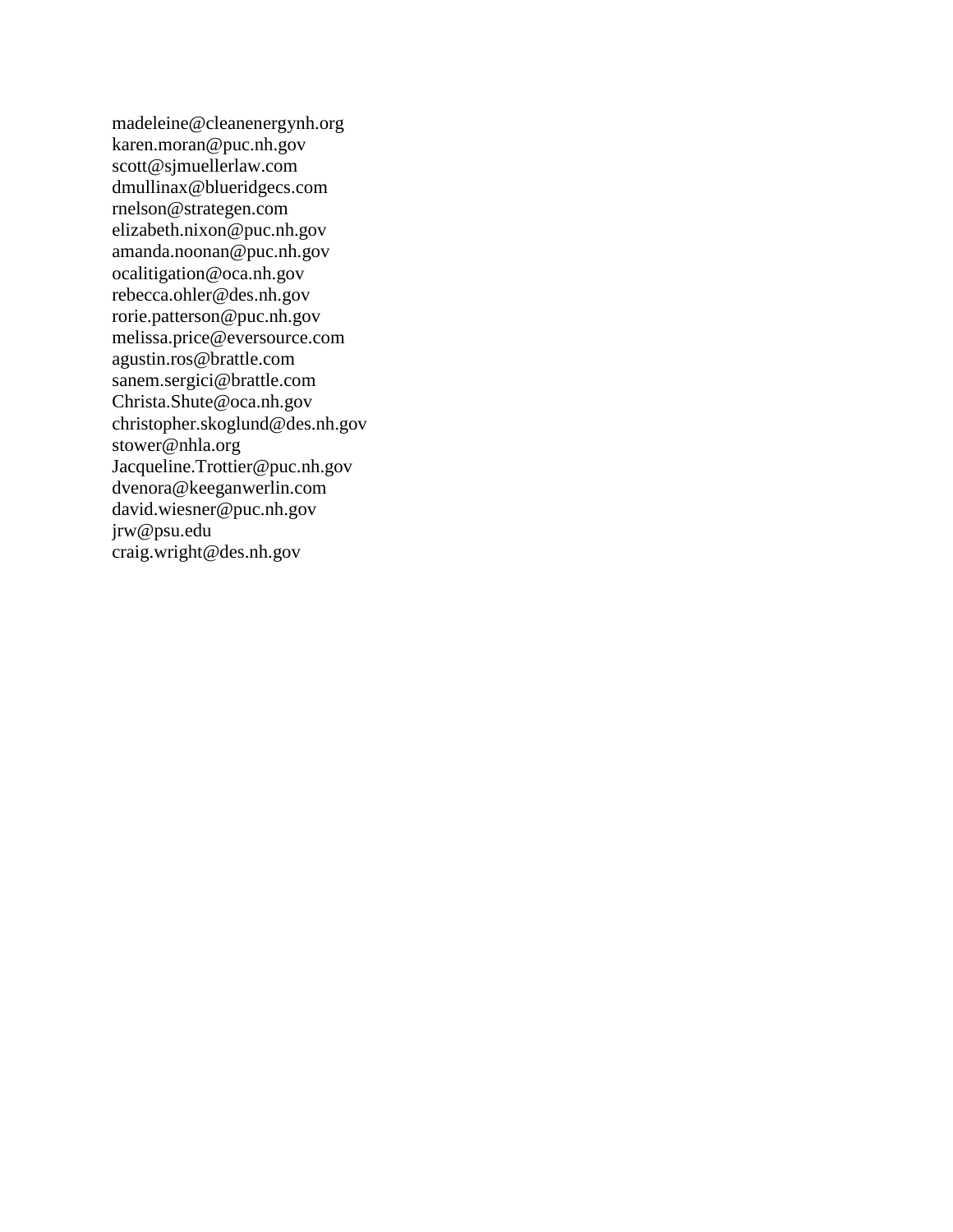madeleine@cleanenergynh.org
karen.moran@puc.nh.gov
scott@sjmuellerlaw.com
dmullinax@blueridgecs.com
rnelson@strategen.com
elizabeth.nixon@puc.nh.gov
amanda.noonan@puc.nh.gov
ocalitigation@oca.nh.gov
rebecca.ohler@des.nh.gov
rorie.patterson@puc.nh.gov
melissa.price@eversource.com
agustin.ros@brattle.com
sanem.sergici@brattle.com
Christa.Shute@oca.nh.gov
christopher.skoglund@des.nh.gov
stower@nhla.org
Jacqueline.Trottier@puc.nh.gov
dvenora@keeganwerlin.com
david.wiesner@puc.nh.gov
jrw@psu.edu
craig.wright@des.nh.gov